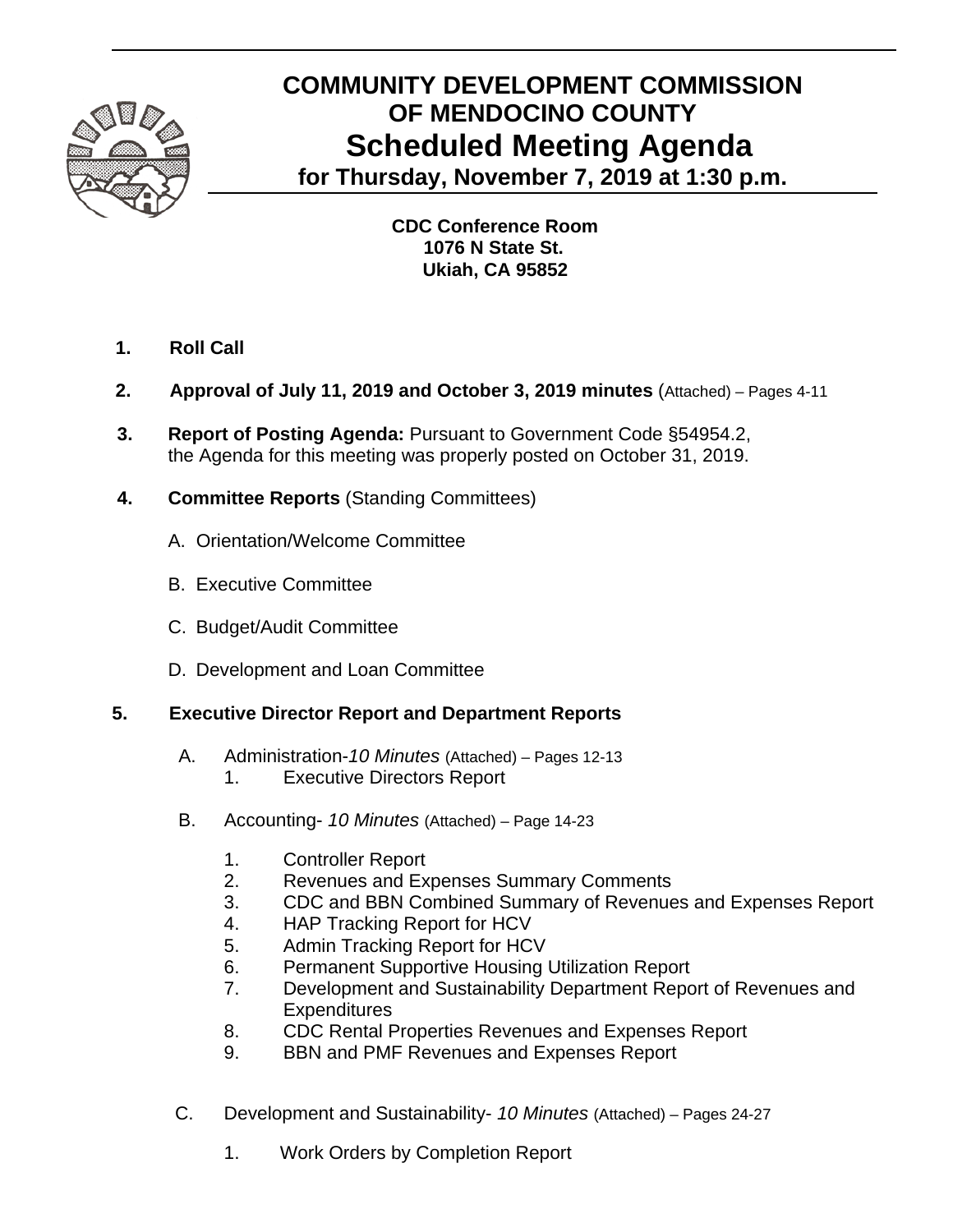# COMMUNITY DEVELOPMENT COMMISSION OF MENDOCINO COUNTY

## Scheduled Meeting Agenda

### for Thursday, November 7, 2019 at 1:30 p.m.

**CDC Conference Room**
**1076 N State St.**
**Ukiah, CA 95852**

1. **Roll Call**

2. **Approval of July 11, 2019 and October 3, 2019 minutes** (Attached) – Pages 4-11

3. **Report of Posting Agenda:** Pursuant to Government Code §54954.2, the Agenda for this meeting was properly posted on October 31, 2019.

4. **Committee Reports** (Standing Committees)

   A. Orientation/Welcome Committee

   B. Executive Committee

   C. Budget/Audit Committee

   D. Development and Loan Committee

5. **Executive Director Report and Department Reports**

   A. Administration-*10 Minutes* (Attached) – Pages 12-13
      1. Executive Directors Report

   B. Accounting- *10 Minutes* (Attached) – Page 14-23

      1. Controller Report
      2. Revenues and Expenses Summary Comments
      3. CDC and BBN Combined Summary of Revenues and Expenses Report
      4. HAP Tracking Report for HCV
      5. Admin Tracking Report for HCV
      6. Permanent Supportive Housing Utilization Report
      7. Development and Sustainability Department Report of Revenues and Expenditures
      8. CDC Rental Properties Revenues and Expenses Report
      9. BBN and PMF Revenues and Expenses Report

   C. Development and Sustainability- *10 Minutes* (Attached) – Pages 24-27

      1. Work Orders by Completion Report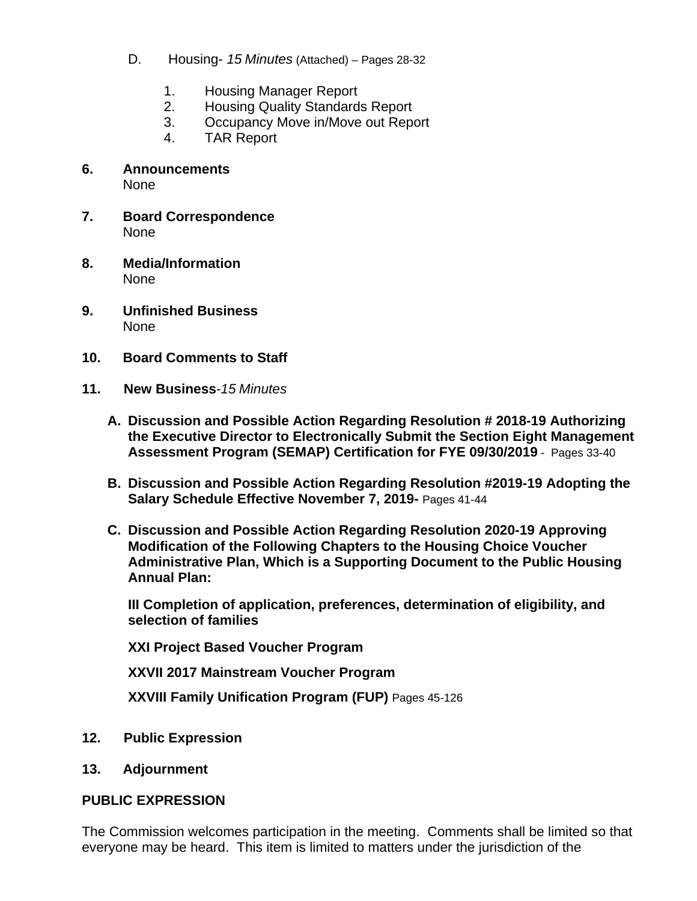D. Housing- *15 Minutes* (Attached) – Pages 28-32

1. Housing Manager Report
2. Housing Quality Standards Report
3. Occupancy Move in/Move out Report
4. TAR Report

**6. Announcements**
None

**7. Board Correspondence**
None

**8. Media/Information**
None

**9. Unfinished Business**
None

**10. Board Comments to Staff**

**11. New Business**-*15 Minutes*

**A. Discussion and Possible Action Regarding Resolution # 2018-19 Authorizing the Executive Director to Electronically Submit the Section Eight Management Assessment Program (SEMAP) Certification for FYE 09/30/2019** - Pages 33-40

**B. Discussion and Possible Action Regarding Resolution #2019-19 Adopting the Salary Schedule Effective November 7, 2019-** Pages 41-44

**C. Discussion and Possible Action Regarding Resolution 2020-19 Approving Modification of the Following Chapters to the Housing Choice Voucher Administrative Plan, Which is a Supporting Document to the Public Housing Annual Plan:**

**III Completion of application, preferences, determination of eligibility, and selection of families**

**XXI Project Based Voucher Program**

**XXVII 2017 Mainstream Voucher Program**

**XXVIII Family Unification Program (FUP)** Pages 45-126

**12. Public Expression**

**13. Adjournment**

**PUBLIC EXPRESSION**

The Commission welcomes participation in the meeting. Comments shall be limited so that everyone may be heard. This item is limited to matters under the jurisdiction of the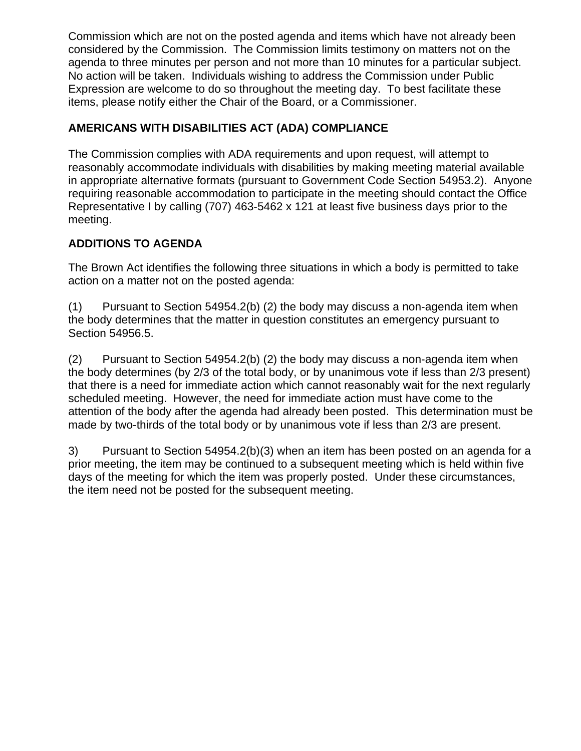Commission which are not on the posted agenda and items which have not already been considered by the Commission. The Commission limits testimony on matters not on the agenda to three minutes per person and not more than 10 minutes for a particular subject. No action will be taken. Individuals wishing to address the Commission under Public Expression are welcome to do so throughout the meeting day. To best facilitate these items, please notify either the Chair of the Board, or a Commissioner.

## AMERICANS WITH DISABILITIES ACT (ADA) COMPLIANCE

The Commission complies with ADA requirements and upon request, will attempt to reasonably accommodate individuals with disabilities by making meeting material available in appropriate alternative formats (pursuant to Government Code Section 54953.2). Anyone requiring reasonable accommodation to participate in the meeting should contact the Office Representative I by calling (707) 463-5462 x 121 at least five business days prior to the meeting.

## ADDITIONS TO AGENDA

The Brown Act identifies the following three situations in which a body is permitted to take action on a matter not on the posted agenda:

(1) Pursuant to Section 54954.2(b) (2) the body may discuss a non-agenda item when the body determines that the matter in question constitutes an emergency pursuant to Section 54956.5.

(2) Pursuant to Section 54954.2(b) (2) the body may discuss a non-agenda item when the body determines (by 2/3 of the total body, or by unanimous vote if less than 2/3 present) that there is a need for immediate action which cannot reasonably wait for the next regularly scheduled meeting. However, the need for immediate action must have come to the attention of the body after the agenda had already been posted. This determination must be made by two-thirds of the total body or by unanimous vote if less than 2/3 are present.

3) Pursuant to Section 54954.2(b)(3) when an item has been posted on an agenda for a prior meeting, the item may be continued to a subsequent meeting which is held within five days of the meeting for which the item was properly posted. Under these circumstances, the item need not be posted for the subsequent meeting.